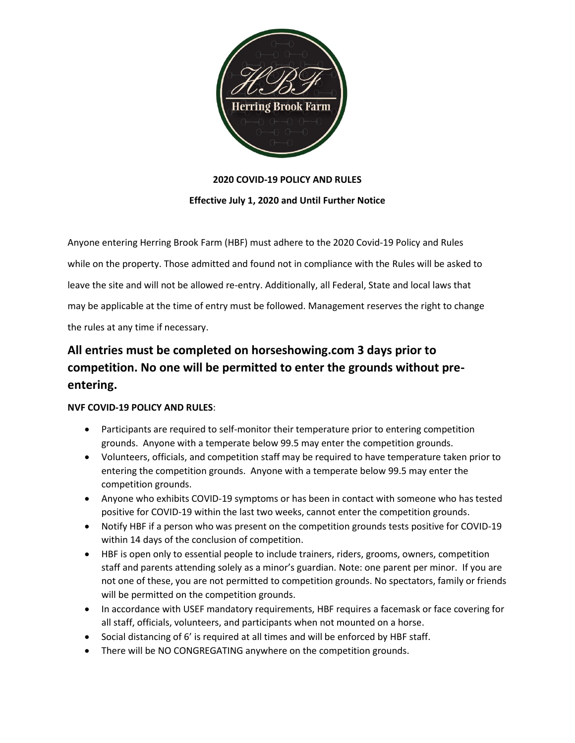**2020 COVID-19 POLICY AND RULES**

**Effective July 1, 2020 and Until Further Notice**

Anyone entering Herring Brook Farm (HBF) must adhere to the 2020 Covid-19 Policy and Rules while on the property. Those admitted and found not in compliance with the Rules will be asked to leave the site and will not be allowed re-entry. Additionally, all Federal, State and local laws that may be applicable at the time of entry must be followed. Management reserves the right to change the rules at any time if necessary.

## All entries must be completed on horseshowing.com 3 days prior to competition. No one will be permitted to enter the grounds without pre-entering.

**NVF COVID-19 POLICY AND RULES**:

- Participants are required to self-monitor their temperature prior to entering competition grounds. Anyone with a temperate below 99.5 may enter the competition grounds.
- Volunteers, officials, and competition staff may be required to have temperature taken prior to entering the competition grounds. Anyone with a temperate below 99.5 may enter the competition grounds.
- Anyone who exhibits COVID-19 symptoms or has been in contact with someone who has tested positive for COVID-19 within the last two weeks, cannot enter the competition grounds.
- Notify HBF if a person who was present on the competition grounds tests positive for COVID-19 within 14 days of the conclusion of competition.
- HBF is open only to essential people to include trainers, riders, grooms, owners, competition staff and parents attending solely as a minor's guardian. Note: one parent per minor. If you are not one of these, you are not permitted to competition grounds. No spectators, family or friends will be permitted on the competition grounds.
- In accordance with USEF mandatory requirements, HBF requires a facemask or face covering for all staff, officials, volunteers, and participants when not mounted on a horse.
- Social distancing of 6' is required at all times and will be enforced by HBF staff.
- There will be NO CONGREGATING anywhere on the competition grounds.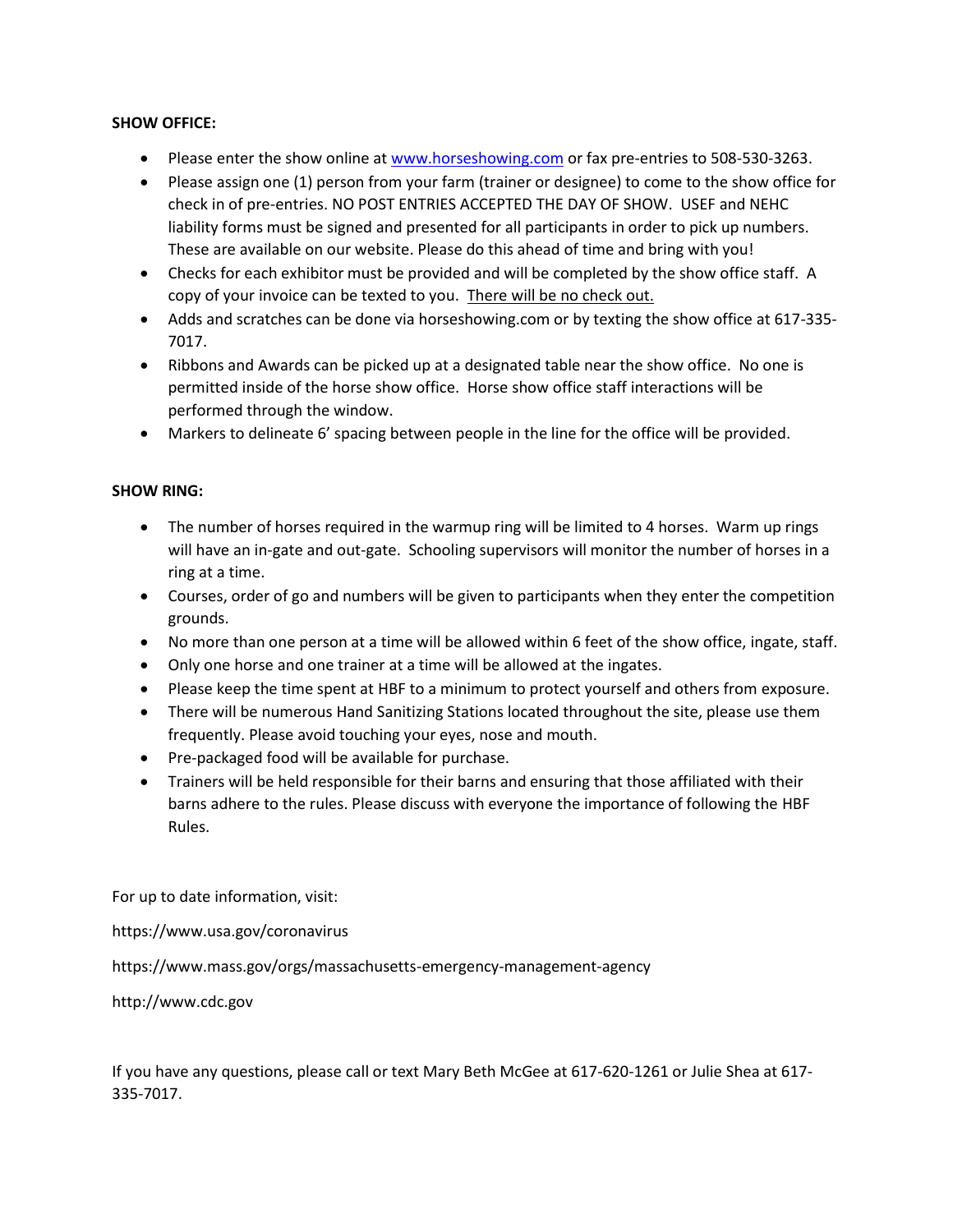**SHOW OFFICE:**

- Please enter the show online at [www.horseshowing.com](http://www.horseshowing.com) or fax pre-entries to 508-530-3263.
- Please assign one (1) person from your farm (trainer or designee) to come to the show office for check in of pre-entries. NO POST ENTRIES ACCEPTED THE DAY OF SHOW. USEF and NEHC liability forms must be signed and presented for all participants in order to pick up numbers. These are available on our website. Please do this ahead of time and bring with you!
- Checks for each exhibitor must be provided and will be completed by the show office staff. A copy of your invoice can be texted to you. <u>There will be no check out.</u>
- Adds and scratches can be done via horseshowing.com or by texting the show office at 617-335-7017.
- Ribbons and Awards can be picked up at a designated table near the show office. No one is permitted inside of the horse show office. Horse show office staff interactions will be performed through the window.
- Markers to delineate 6' spacing between people in the line for the office will be provided.

**SHOW RING:**

- The number of horses required in the warmup ring will be limited to 4 horses. Warm up rings will have an in-gate and out-gate. Schooling supervisors will monitor the number of horses in a ring at a time.
- Courses, order of go and numbers will be given to participants when they enter the competition grounds.
- No more than one person at a time will be allowed within 6 feet of the show office, ingate, staff.
- Only one horse and one trainer at a time will be allowed at the ingates.
- Please keep the time spent at HBF to a minimum to protect yourself and others from exposure.
- There will be numerous Hand Sanitizing Stations located throughout the site, please use them frequently. Please avoid touching your eyes, nose and mouth.
- Pre-packaged food will be available for purchase.
- Trainers will be held responsible for their barns and ensuring that those affiliated with their barns adhere to the rules. Please discuss with everyone the importance of following the HBF Rules.

For up to date information, visit:

https://www.usa.gov/coronavirus

https://www.mass.gov/orgs/massachusetts-emergency-management-agency

http://www.cdc.gov

If you have any questions, please call or text Mary Beth McGee at 617-620-1261 or Julie Shea at 617-335-7017.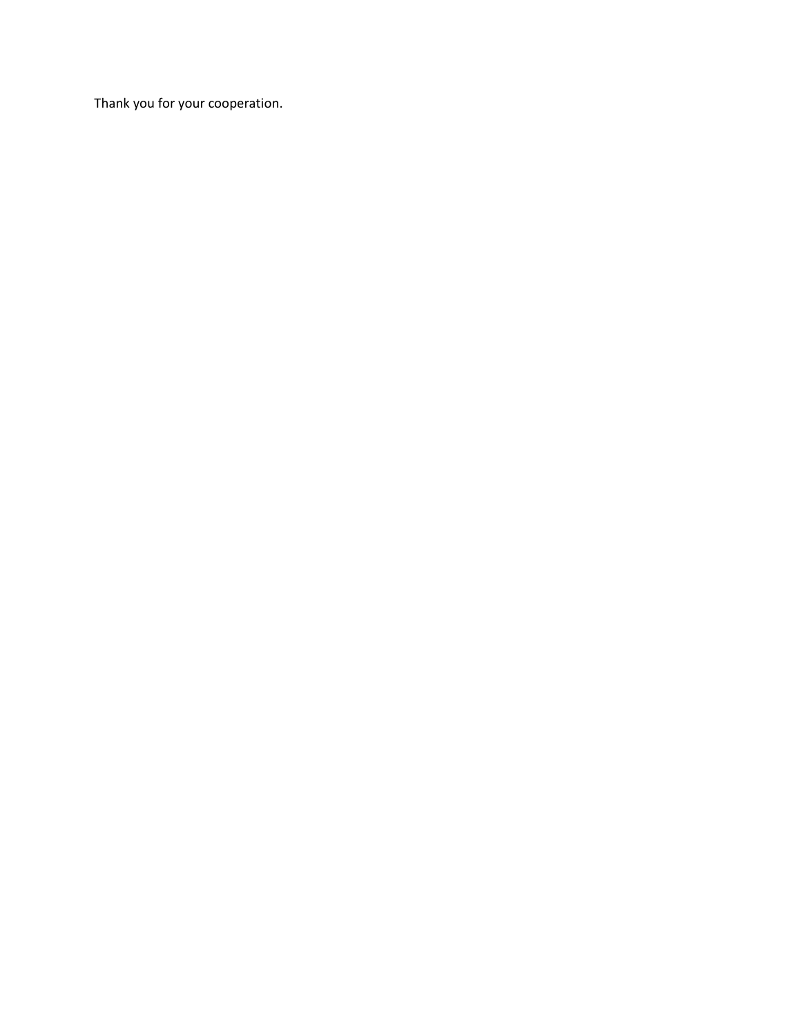Thank you for your cooperation.